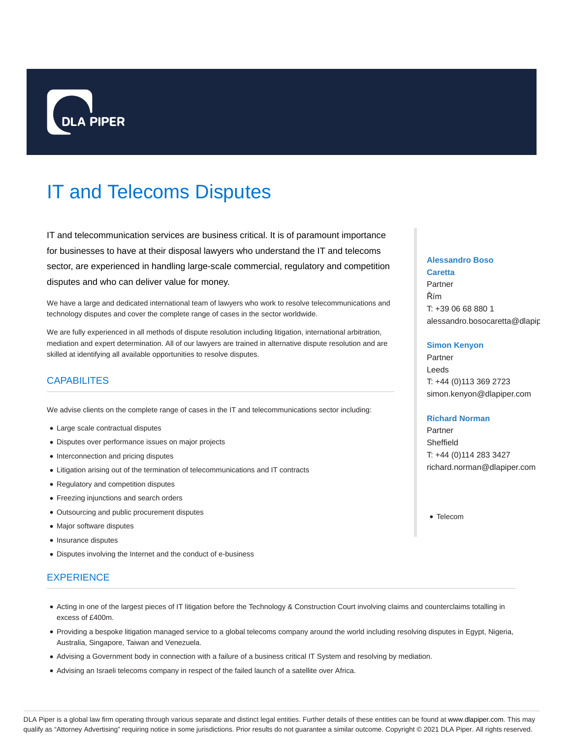DLA PIPER

# IT and Telecoms Disputes

IT and telecommunication services are business critical. It is of paramount importance for businesses to have at their disposal lawyers who understand the IT and telecoms sector, are experienced in handling large-scale commercial, regulatory and competition disputes and who can deliver value for money.

We have a large and dedicated international team of lawyers who work to resolve telecommunications and technology disputes and cover the complete range of cases in the sector worldwide.

We are fully experienced in all methods of dispute resolution including litigation, international arbitration, mediation and expert determination. All of our lawyers are trained in alternative dispute resolution and are skilled at identifying all available opportunities to resolve disputes.

## CAPABILITES

We advise clients on the complete range of cases in the IT and telecommunications sector including:

- Large scale contractual disputes
- Disputes over performance issues on major projects
- Interconnection and pricing disputes
- Litigation arising out of the termination of telecommunications and IT contracts
- Regulatory and competition disputes
- Freezing injunctions and search orders
- Outsourcing and public procurement disputes
- Major software disputes
- Insurance disputes
- Disputes involving the Internet and the conduct of e-business

## EXPERIENCE

- Acting in one of the largest pieces of IT litigation before the Technology & Construction Court involving claims and counterclaims totalling in excess of £400m.
- Providing a bespoke litigation managed service to a global telecoms company around the world including resolving disputes in Egypt, Nigeria, Australia, Singapore, Taiwan and Venezuela.
- Advising a Government body in connection with a failure of a business critical IT System and resolving by mediation.
- Advising an Israeli telecoms company in respect of the failed launch of a satellite over Africa.

**Alessandro Boso Caretta**
Partner
Řím
T: +39 06 68 880 1
alessandro.bosocaretta@dlapip

**Simon Kenyon**
Partner
Leeds
T: +44 (0)113 369 2723
simon.kenyon@dlapiper.com

**Richard Norman**
Partner
Sheffield
T: +44 (0)114 283 3427
richard.norman@dlapiper.com

- Telecom

DLA Piper is a global law firm operating through various separate and distinct legal entities. Further details of these entities can be found at www.dlapiper.com. This may qualify as "Attorney Advertising" requiring notice in some jurisdictions. Prior results do not guarantee a similar outcome. Copyright © 2021 DLA Piper. All rights reserved.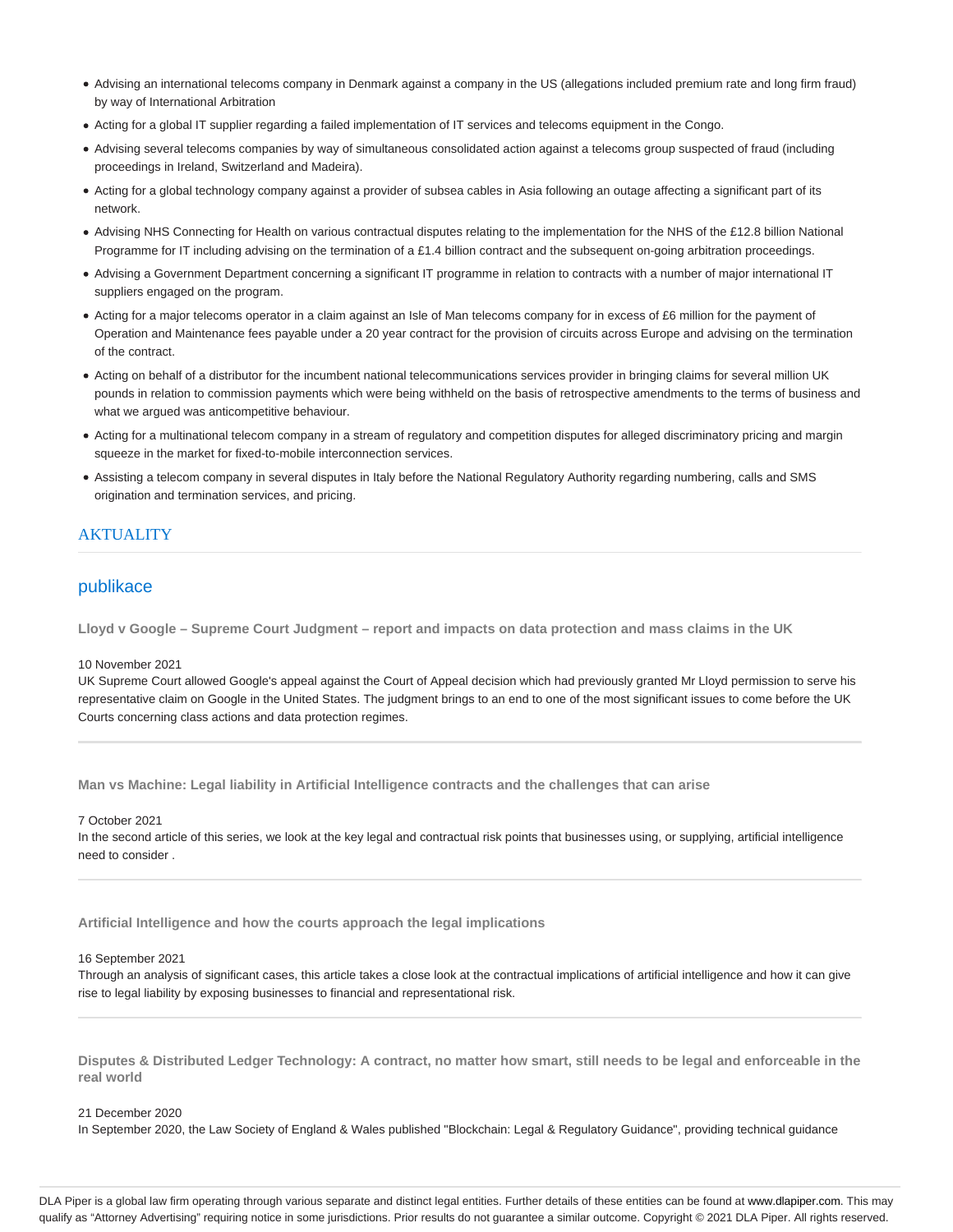- Advising an international telecoms company in Denmark against a company in the US (allegations included premium rate and long firm fraud) by way of International Arbitration
- Acting for a global IT supplier regarding a failed implementation of IT services and telecoms equipment in the Congo.
- Advising several telecoms companies by way of simultaneous consolidated action against a telecoms group suspected of fraud (including proceedings in Ireland, Switzerland and Madeira).
- Acting for a global technology company against a provider of subsea cables in Asia following an outage affecting a significant part of its network.
- Advising NHS Connecting for Health on various contractual disputes relating to the implementation for the NHS of the £12.8 billion National Programme for IT including advising on the termination of a £1.4 billion contract and the subsequent on-going arbitration proceedings.
- Advising a Government Department concerning a significant IT programme in relation to contracts with a number of major international IT suppliers engaged on the program.
- Acting for a major telecoms operator in a claim against an Isle of Man telecoms company for in excess of £6 million for the payment of Operation and Maintenance fees payable under a 20 year contract for the provision of circuits across Europe and advising on the termination of the contract.
- Acting on behalf of a distributor for the incumbent national telecommunications services provider in bringing claims for several million UK pounds in relation to commission payments which were being withheld on the basis of retrospective amendments to the terms of business and what we argued was anticompetitive behaviour.
- Acting for a multinational telecom company in a stream of regulatory and competition disputes for alleged discriminatory pricing and margin squeeze in the market for fixed-to-mobile interconnection services.
- Assisting a telecom company in several disputes in Italy before the National Regulatory Authority regarding numbering, calls and SMS origination and termination services, and pricing.

## AKTUALITY

### publikace

**Lloyd v Google – Supreme Court Judgment – report and impacts on data protection and mass claims in the UK**

10 November 2021

UK Supreme Court allowed Google's appeal against the Court of Appeal decision which had previously granted Mr Lloyd permission to serve his representative claim on Google in the United States. The judgment brings to an end to one of the most significant issues to come before the UK Courts concerning class actions and data protection regimes.

---

**Man vs Machine: Legal liability in Artificial Intelligence contracts and the challenges that can arise**

7 October 2021

In the second article of this series, we look at the key legal and contractual risk points that businesses using, or supplying, artificial intelligence need to consider .

---

**Artificial Intelligence and how the courts approach the legal implications**

16 September 2021

Through an analysis of significant cases, this article takes a close look at the contractual implications of artificial intelligence and how it can give rise to legal liability by exposing businesses to financial and representational risk.

---

**Disputes & Distributed Ledger Technology: A contract, no matter how smart, still needs to be legal and enforceable in the real world**

21 December 2020

In September 2020, the Law Society of England & Wales published "Blockchain: Legal & Regulatory Guidance", providing technical guidance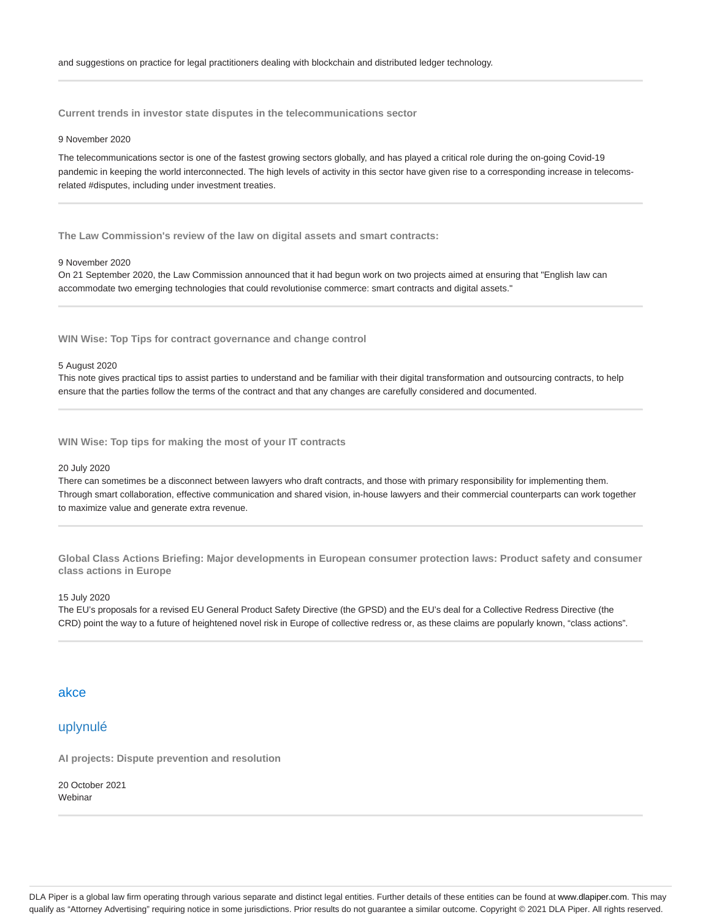and suggestions on practice for legal practitioners dealing with blockchain and distributed ledger technology.

---

**Current trends in investor state disputes in the telecommunications sector**

9 November 2020

The telecommunications sector is one of the fastest growing sectors globally, and has played a critical role during the on-going Covid-19 pandemic in keeping the world interconnected. The high levels of activity in this sector have given rise to a corresponding increase in telecoms-related #disputes, including under investment treaties.

---

**The Law Commission's review of the law on digital assets and smart contracts:**

9 November 2020
On 21 September 2020, the Law Commission announced that it had begun work on two projects aimed at ensuring that "English law can accommodate two emerging technologies that could revolutionise commerce: smart contracts and digital assets."

---

**WIN Wise: Top Tips for contract governance and change control**

5 August 2020
This note gives practical tips to assist parties to understand and be familiar with their digital transformation and outsourcing contracts, to help ensure that the parties follow the terms of the contract and that any changes are carefully considered and documented.

---

**WIN Wise: Top tips for making the most of your IT contracts**

20 July 2020
There can sometimes be a disconnect between lawyers who draft contracts, and those with primary responsibility for implementing them. Through smart collaboration, effective communication and shared vision, in-house lawyers and their commercial counterparts can work together to maximize value and generate extra revenue.

---

**Global Class Actions Briefing: Major developments in European consumer protection laws: Product safety and consumer class actions in Europe**

15 July 2020
The EU's proposals for a revised EU General Product Safety Directive (the GPSD) and the EU's deal for a Collective Redress Directive (the CRD) point the way to a future of heightened novel risk in Europe of collective redress or, as these claims are popularly known, "class actions".

---

## akce

## uplynulé

**AI projects: Dispute prevention and resolution**

20 October 2021
Webinar

---

DLA Piper is a global law firm operating through various separate and distinct legal entities. Further details of these entities can be found at www.dlapiper.com. This may qualify as "Attorney Advertising" requiring notice in some jurisdictions. Prior results do not guarantee a similar outcome. Copyright © 2021 DLA Piper. All rights reserved.